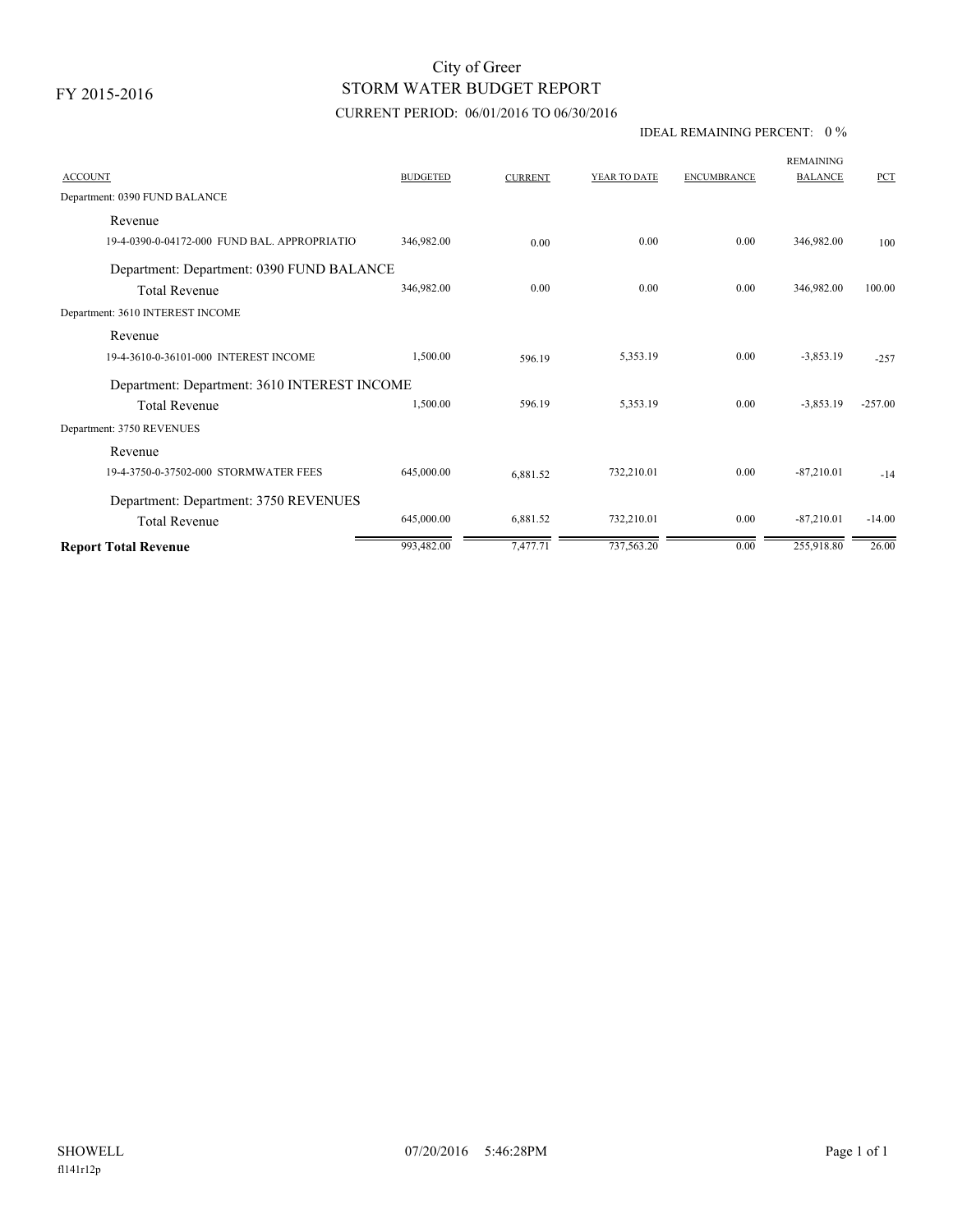FY 2015-2016

# City of Greer
## STORM WATER BUDGET REPORT
### CURRENT PERIOD: 06/01/2016 TO 06/30/2016

IDEAL REMAINING PERCENT: 0 %

| ACCOUNT | BUDGETED | CURRENT | YEAR TO DATE | ENCUMBRANCE | REMAINING BALANCE | PCT |
|---|---|---|---|---|---|---|
| Department: 0390 FUND BALANCE | | | | | | |
| Revenue | | | | | | |
| 19-4-0390-0-04172-000 FUND BAL. APPROPRIATIO | 346,982.00 | 0.00 | 0.00 | 0.00 | 346,982.00 | 100 |
| Department: Department: 0390 FUND BALANCE | | | | | | |
| Total Revenue | 346,982.00 | 0.00 | 0.00 | 0.00 | 346,982.00 | 100.00 |
| Department: 3610 INTEREST INCOME | | | | | | |
| Revenue | | | | | | |
| 19-4-3610-0-36101-000 INTEREST INCOME | 1,500.00 | 596.19 | 5,353.19 | 0.00 | -3,853.19 | -257 |
| Department: Department: 3610 INTEREST INCOME | | | | | | |
| Total Revenue | 1,500.00 | 596.19 | 5,353.19 | 0.00 | -3,853.19 | -257.00 |
| Department: 3750 REVENUES | | | | | | |
| Revenue | | | | | | |
| 19-4-3750-0-37502-000 STORMWATER FEES | 645,000.00 | 6,881.52 | 732,210.01 | 0.00 | -87,210.01 | -14 |
| Department: Department: 3750 REVENUES | | | | | | |
| Total Revenue | 645,000.00 | 6,881.52 | 732,210.01 | 0.00 | -87,210.01 | -14.00 |
| **Report Total Revenue** | 993,482.00 | 7,477.71 | 737,563.20 | 0.00 | 255,918.80 | 26.00 |

SHOWELL 07/20/2016 5:46:28PM

fl141r12p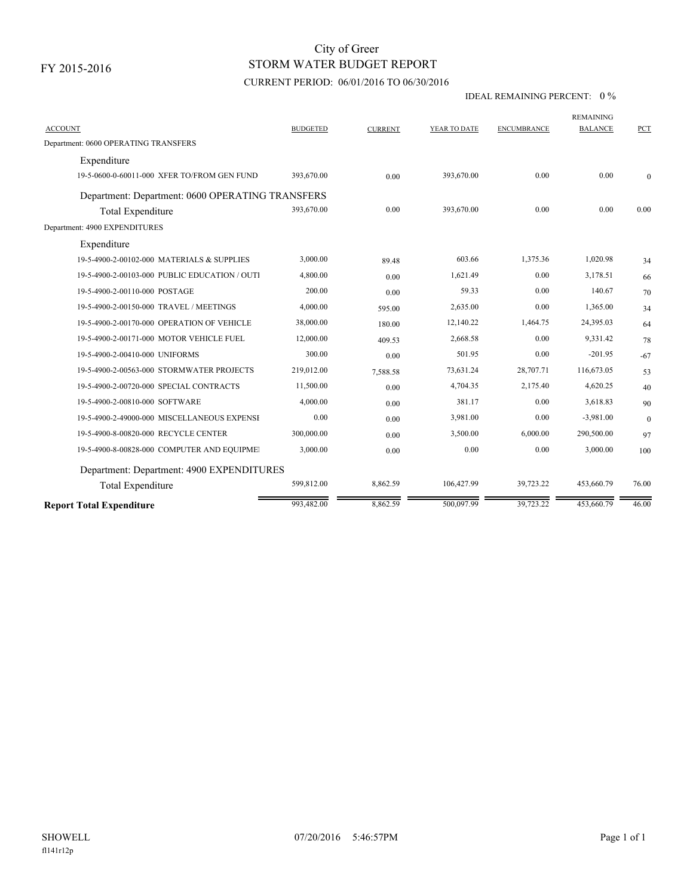FY 2015-2016

# City of Greer
## STORM WATER BUDGET REPORT

CURRENT PERIOD: 06/01/2016 TO 06/30/2016

IDEAL REMAINING PERCENT: 0 %

| ACCOUNT | BUDGETED | CURRENT | YEAR TO DATE | ENCUMBRANCE | REMAINING BALANCE | PCT |
|---|---|---|---|---|---|---|
| Department: 0600 OPERATING TRANSFERS | | | | | | |
| Expenditure | | | | | | |
| 19-5-0600-0-60011-000 XFER TO/FROM GEN FUND | 393,670.00 | 0.00 | 393,670.00 | 0.00 | 0.00 | 0 |
| Department: Department: 0600 OPERATING TRANSFERS | | | | | | |
| Total Expenditure | 393,670.00 | 0.00 | 393,670.00 | 0.00 | 0.00 | 0.00 |
| Department: 4900 EXPENDITURES | | | | | | |
| Expenditure | | | | | | |
| 19-5-4900-2-00102-000 MATERIALS & SUPPLIES | 3,000.00 | 89.48 | 603.66 | 1,375.36 | 1,020.98 | 34 |
| 19-5-4900-2-00103-000 PUBLIC EDUCATION / OUTI | 4,800.00 | 0.00 | 1,621.49 | 0.00 | 3,178.51 | 66 |
| 19-5-4900-2-00110-000 POSTAGE | 200.00 | 0.00 | 59.33 | 0.00 | 140.67 | 70 |
| 19-5-4900-2-00150-000 TRAVEL / MEETINGS | 4,000.00 | 595.00 | 2,635.00 | 0.00 | 1,365.00 | 34 |
| 19-5-4900-2-00170-000 OPERATION OF VEHICLE | 38,000.00 | 180.00 | 12,140.22 | 1,464.75 | 24,395.03 | 64 |
| 19-5-4900-2-00171-000 MOTOR VEHICLE FUEL | 12,000.00 | 409.53 | 2,668.58 | 0.00 | 9,331.42 | 78 |
| 19-5-4900-2-00410-000 UNIFORMS | 300.00 | 0.00 | 501.95 | 0.00 | -201.95 | -67 |
| 19-5-4900-2-00563-000 STORMWATER PROJECTS | 219,012.00 | 7,588.58 | 73,631.24 | 28,707.71 | 116,673.05 | 53 |
| 19-5-4900-2-00720-000 SPECIAL CONTRACTS | 11,500.00 | 0.00 | 4,704.35 | 2,175.40 | 4,620.25 | 40 |
| 19-5-4900-2-00810-000 SOFTWARE | 4,000.00 | 0.00 | 381.17 | 0.00 | 3,618.83 | 90 |
| 19-5-4900-2-49000-000 MISCELLANEOUS EXPENSI | 0.00 | 0.00 | 3,981.00 | 0.00 | -3,981.00 | 0 |
| 19-5-4900-8-00820-000 RECYCLE CENTER | 300,000.00 | 0.00 | 3,500.00 | 6,000.00 | 290,500.00 | 97 |
| 19-5-4900-8-00828-000 COMPUTER AND EQUIPMEI | 3,000.00 | 0.00 | 0.00 | 0.00 | 3,000.00 | 100 |
| Department: Department: 4900 EXPENDITURES | | | | | | |
| Total Expenditure | 599,812.00 | 8,862.59 | 106,427.99 | 39,723.22 | 453,660.79 | 76.00 |
| **Report Total Expenditure** | 993,482.00 | 8,862.59 | 500,097.99 | 39,723.22 | 453,660.79 | 46.00 |

SHOWELL 07/20/2016 5:46:57PM

fl141r12p